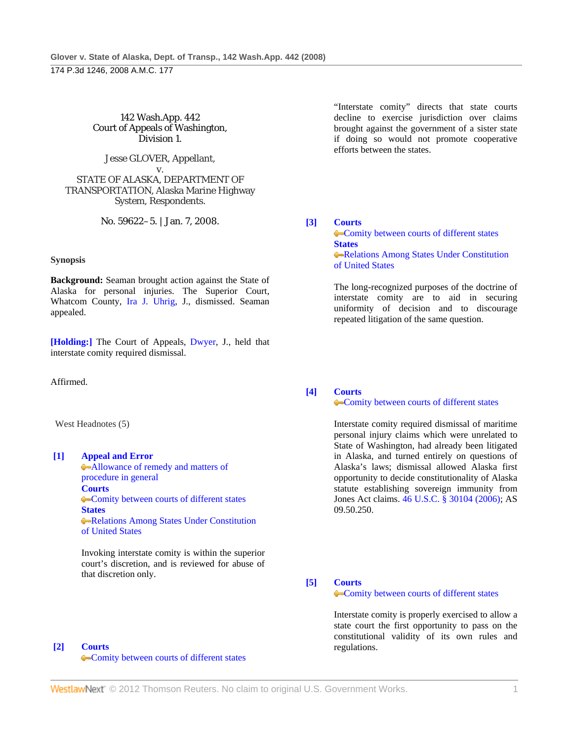142 Wash.App. 442
Court of Appeals of Washington,
Division 1.

Jesse GLOVER, Appellant,
v.
STATE OF ALASKA, DEPARTMENT OF TRANSPORTATION, Alaska Marine Highway System, Respondents.

No. 59622–5. | Jan. 7, 2008.

### Synopsis

**Background:** Seaman brought action against the State of Alaska for personal injuries. The Superior Court, Whatcom County, Ira J. Uhrig, J., dismissed. Seaman appealed.

**[Holding:]** The Court of Appeals, Dwyer, J., held that interstate comity required dismissal.

Affirmed.

West Headnotes (5)

**[1] Appeal and Error**
Allowance of remedy and matters of procedure in general
**Courts**
Comity between courts of different states
**States**
Relations Among States Under Constitution of United States

Invoking interstate comity is within the superior court's discretion, and is reviewed for abuse of that discretion only.

**[2] Courts**
Comity between courts of different states

"Interstate comity" directs that state courts decline to exercise jurisdiction over claims brought against the government of a sister state if doing so would not promote cooperative efforts between the states.

**[3] Courts**
Comity between courts of different states
**States**
Relations Among States Under Constitution of United States

The long-recognized purposes of the doctrine of interstate comity are to aid in securing uniformity of decision and to discourage repeated litigation of the same question.

**[4] Courts**
Comity between courts of different states

Interstate comity required dismissal of maritime personal injury claims which were unrelated to State of Washington, had already been litigated in Alaska, and turned entirely on questions of Alaska's laws; dismissal allowed Alaska first opportunity to decide constitutionality of Alaska statute establishing sovereign immunity from Jones Act claims. 46 U.S.C. § 30104 (2006); AS 09.50.250.

**[5] Courts**
Comity between courts of different states

Interstate comity is properly exercised to allow a state court the first opportunity to pass on the constitutional validity of its own rules and regulations.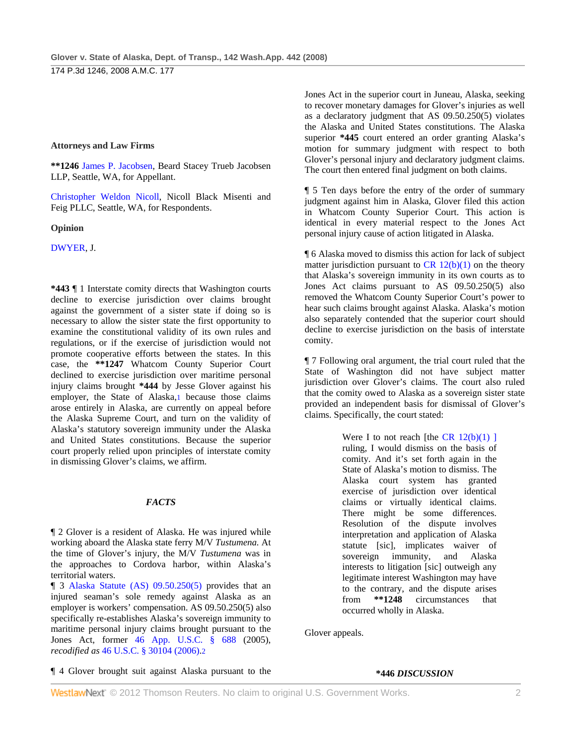**Attorneys and Law Firms**

**\*\*1246** James P. Jacobsen, Beard Stacey Trueb Jacobsen LLP, Seattle, WA, for Appellant.

Christopher Weldon Nicoll, Nicoll Black Misenti and Feig PLLC, Seattle, WA, for Respondents.

**Opinion**

DWYER, J.

**\*443** ¶ 1 Interstate comity directs that Washington courts decline to exercise jurisdiction over claims brought against the government of a sister state if doing so is necessary to allow the sister state the first opportunity to examine the constitutional validity of its own rules and regulations, or if the exercise of jurisdiction would not promote cooperative efforts between the states. In this case, the **\*\*1247** Whatcom County Superior Court declined to exercise jurisdiction over maritime personal injury claims brought **\*444** by Jesse Glover against his employer, the State of Alaska,[1] because those claims arose entirely in Alaska, are currently on appeal before the Alaska Supreme Court, and turn on the validity of Alaska's statutory sovereign immunity under the Alaska and United States constitutions. Because the superior court properly relied upon principles of interstate comity in dismissing Glover's claims, we affirm.

***FACTS***

¶ 2 Glover is a resident of Alaska. He was injured while working aboard the Alaska state ferry M/V *Tustumena.* At the time of Glover's injury, the M/V *Tustumena* was in the approaches to Cordova harbor, within Alaska's territorial waters.

¶ 3 Alaska Statute (AS) 09.50.250(5) provides that an injured seaman's sole remedy against Alaska as an employer is workers' compensation. AS 09.50.250(5) also specifically re-establishes Alaska's sovereign immunity to maritime personal injury claims brought pursuant to the Jones Act, former 46 App. U.S.C. § 688 (2005), *recodified as* 46 U.S.C. § 30104 (2006).[2]

¶ 4 Glover brought suit against Alaska pursuant to the Jones Act in the superior court in Juneau, Alaska, seeking to recover monetary damages for Glover's injuries as well as a declaratory judgment that AS 09.50.250(5) violates the Alaska and United States constitutions. The Alaska superior **\*445** court entered an order granting Alaska's motion for summary judgment with respect to both Glover's personal injury and declaratory judgment claims. The court then entered final judgment on both claims.

¶ 5 Ten days before the entry of the order of summary judgment against him in Alaska, Glover filed this action in Whatcom County Superior Court. This action is identical in every material respect to the Jones Act personal injury cause of action litigated in Alaska.

¶ 6 Alaska moved to dismiss this action for lack of subject matter jurisdiction pursuant to CR 12(b)(1) on the theory that Alaska's sovereign immunity in its own courts as to Jones Act claims pursuant to AS 09.50.250(5) also removed the Whatcom County Superior Court's power to hear such claims brought against Alaska. Alaska's motion also separately contended that the superior court should decline to exercise jurisdiction on the basis of interstate comity.

¶ 7 Following oral argument, the trial court ruled that the State of Washington did not have subject matter jurisdiction over Glover's claims. The court also ruled that the comity owed to Alaska as a sovereign sister state provided an independent basis for dismissal of Glover's claims. Specifically, the court stated:

> Were I to not reach [the CR 12(b)(1) ] ruling, I would dismiss on the basis of comity. And it's set forth again in the State of Alaska's motion to dismiss. The Alaska court system has granted exercise of jurisdiction over identical claims or virtually identical claims. There might be some differences. Resolution of the dispute involves interpretation and application of Alaska statute [sic], implicates waiver of sovereign immunity, and Alaska interests to litigation [sic] outweigh any legitimate interest Washington may have to the contrary, and the dispute arises from **\*\*1248** circumstances that occurred wholly in Alaska.

Glover appeals.

**\*446 *DISCUSSION***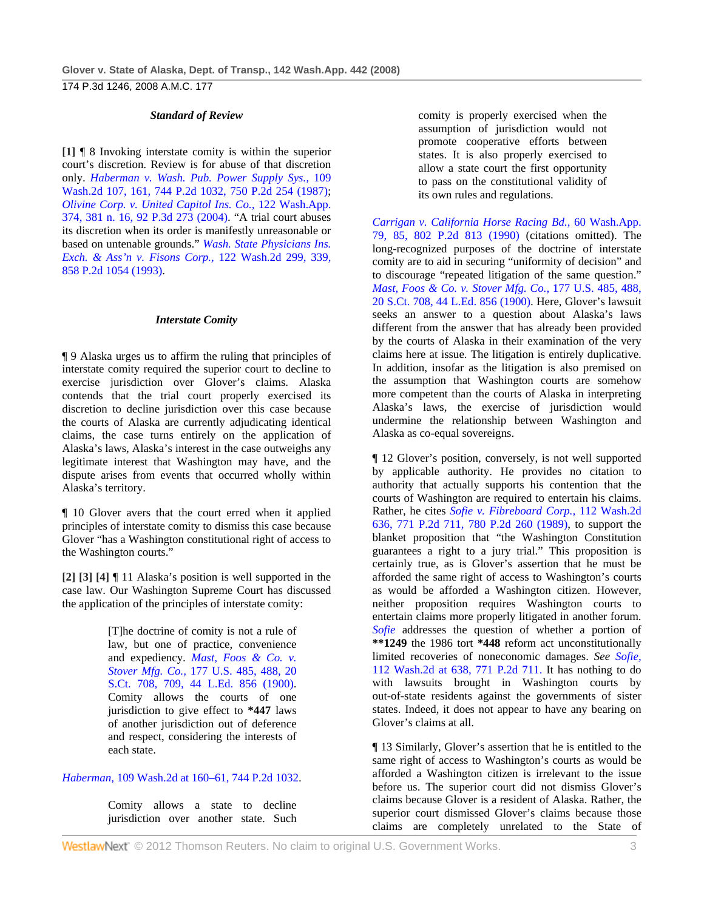### *Standard of Review*

**[1]** ¶ 8 Invoking interstate comity is within the superior court's discretion. Review is for abuse of that discretion only. *Haberman v. Wash. Pub. Power Supply Sys.,* 109 Wash.2d 107, 161, 744 P.2d 1032, 750 P.2d 254 (1987); *Olivine Corp. v. United Capitol Ins. Co.,* 122 Wash.App. 374, 381 n. 16, 92 P.3d 273 (2004). "A trial court abuses its discretion when its order is manifestly unreasonable or based on untenable grounds." *Wash. State Physicians Ins. Exch. & Ass'n v. Fisons Corp.,* 122 Wash.2d 299, 339, 858 P.2d 1054 (1993).

### *Interstate Comity*

¶ 9 Alaska urges us to affirm the ruling that principles of interstate comity required the superior court to decline to exercise jurisdiction over Glover's claims. Alaska contends that the trial court properly exercised its discretion to decline jurisdiction over this case because the courts of Alaska are currently adjudicating identical claims, the case turns entirely on the application of Alaska's laws, Alaska's interest in the case outweighs any legitimate interest that Washington may have, and the dispute arises from events that occurred wholly within Alaska's territory.

¶ 10 Glover avers that the court erred when it applied principles of interstate comity to dismiss this case because Glover "has a Washington constitutional right of access to the Washington courts."

**[2] [3] [4]** ¶ 11 Alaska's position is well supported in the case law. Our Washington Supreme Court has discussed the application of the principles of interstate comity:

> [T]he doctrine of comity is not a rule of law, but one of practice, convenience and expediency. *Mast, Foos & Co. v. Stover Mfg. Co.,* 177 U.S. 485, 488, 20 S.Ct. 708, 709, 44 L.Ed. 856 (1900). Comity allows the courts of one jurisdiction to give effect to **\*447** laws of another jurisdiction out of deference and respect, considering the interests of each state.

*Haberman,* 109 Wash.2d at 160–61, 744 P.2d 1032.

> Comity allows a state to decline jurisdiction over another state. Such comity is properly exercised when the assumption of jurisdiction would not promote cooperative efforts between states. It is also properly exercised to allow a state court the first opportunity to pass on the constitutional validity of its own rules and regulations.

*Carrigan v. California Horse Racing Bd.,* 60 Wash.App. 79, 85, 802 P.2d 813 (1990) (citations omitted). The long-recognized purposes of the doctrine of interstate comity are to aid in securing "uniformity of decision" and to discourage "repeated litigation of the same question." *Mast, Foos & Co. v. Stover Mfg. Co.,* 177 U.S. 485, 488, 20 S.Ct. 708, 44 L.Ed. 856 (1900). Here, Glover's lawsuit seeks an answer to a question about Alaska's laws different from the answer that has already been provided by the courts of Alaska in their examination of the very claims here at issue. The litigation is entirely duplicative. In addition, insofar as the litigation is also premised on the assumption that Washington courts are somehow more competent than the courts of Alaska in interpreting Alaska's laws, the exercise of jurisdiction would undermine the relationship between Washington and Alaska as co-equal sovereigns.

¶ 12 Glover's position, conversely, is not well supported by applicable authority. He provides no citation to authority that actually supports his contention that the courts of Washington are required to entertain his claims. Rather, he cites *Sofie v. Fibreboard Corp.,* 112 Wash.2d 636, 771 P.2d 711, 780 P.2d 260 (1989), to support the blanket proposition that "the Washington Constitution guarantees a right to a jury trial." This proposition is certainly true, as is Glover's assertion that he must be afforded the same right of access to Washington's courts as would be afforded a Washington citizen. However, neither proposition requires Washington courts to entertain claims more properly litigated in another forum. *Sofie* addresses the question of whether a portion of **\*\*1249** the 1986 tort **\*448** reform act unconstitutionally limited recoveries of noneconomic damages. *See Sofie,* 112 Wash.2d at 638, 771 P.2d 711. It has nothing to do with lawsuits brought in Washington courts by out-of-state residents against the governments of sister states. Indeed, it does not appear to have any bearing on Glover's claims at all.

¶ 13 Similarly, Glover's assertion that he is entitled to the same right of access to Washington's courts as would be afforded a Washington citizen is irrelevant to the issue before us. The superior court did not dismiss Glover's claims because Glover is a resident of Alaska. Rather, the superior court dismissed Glover's claims because those claims are completely unrelated to the State of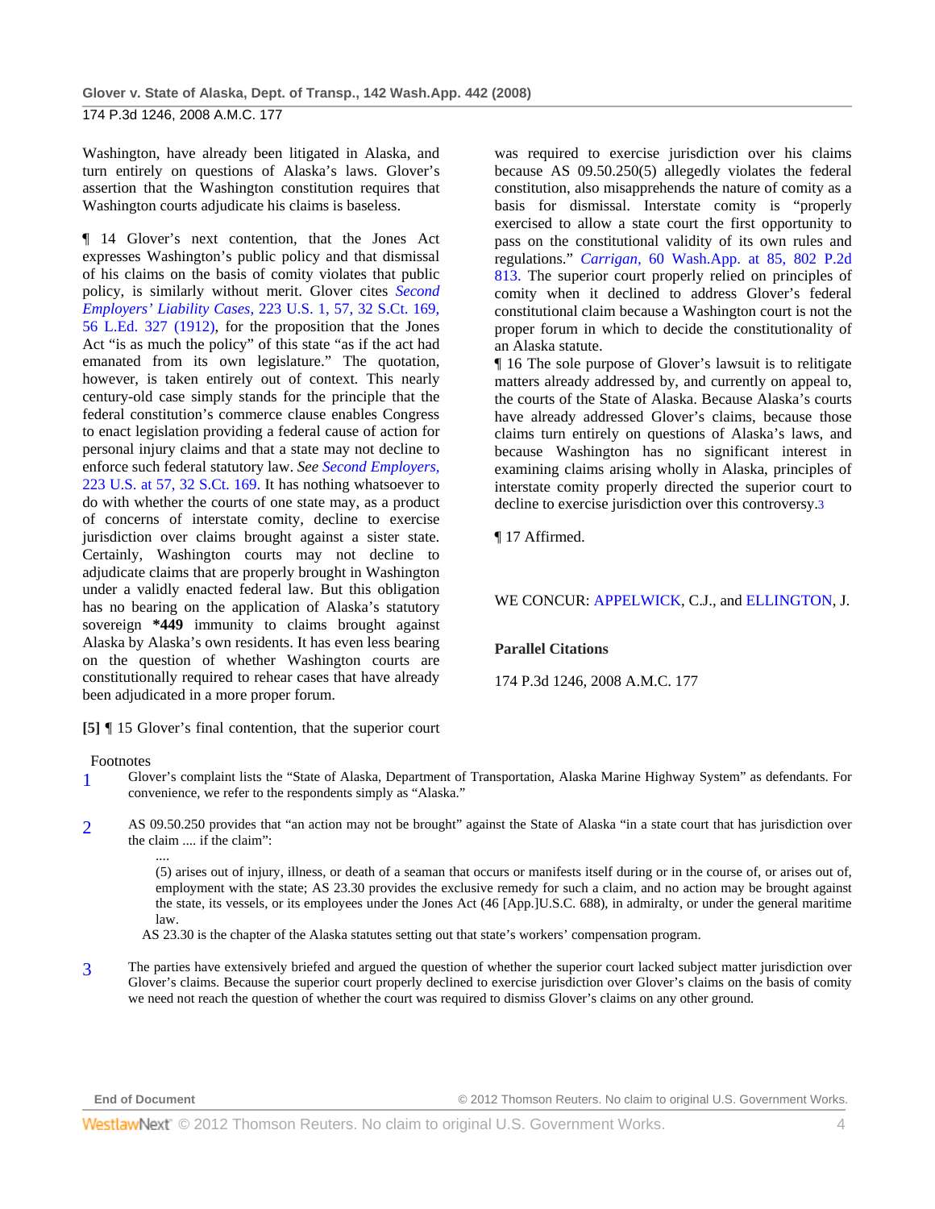Washington, have already been litigated in Alaska, and turn entirely on questions of Alaska's laws. Glover's assertion that the Washington constitution requires that Washington courts adjudicate his claims is baseless.

¶ 14 Glover's next contention, that the Jones Act expresses Washington's public policy and that dismissal of his claims on the basis of comity violates that public policy, is similarly without merit. Glover cites *Second Employers' Liability Cases,* 223 U.S. 1, 57, 32 S.Ct. 169, 56 L.Ed. 327 (1912), for the proposition that the Jones Act "is as much the policy" of this state "as if the act had emanated from its own legislature." The quotation, however, is taken entirely out of context. This nearly century-old case simply stands for the principle that the federal constitution's commerce clause enables Congress to enact legislation providing a federal cause of action for personal injury claims and that a state may not decline to enforce such federal statutory law. *See Second Employers,* 223 U.S. at 57, 32 S.Ct. 169. It has nothing whatsoever to do with whether the courts of one state may, as a product of concerns of interstate comity, decline to exercise jurisdiction over claims brought against a sister state. Certainly, Washington courts may not decline to adjudicate claims that are properly brought in Washington under a validly enacted federal law. But this obligation has no bearing on the application of Alaska's statutory sovereign **\*449** immunity to claims brought against Alaska by Alaska's own residents. It has even less bearing on the question of whether Washington courts are constitutionally required to rehear cases that have already been adjudicated in a more proper forum.

**[5]** ¶ 15 Glover's final contention, that the superior court was required to exercise jurisdiction over his claims because AS 09.50.250(5) allegedly violates the federal constitution, also misapprehends the nature of comity as a basis for dismissal. Interstate comity is "properly exercised to allow a state court the first opportunity to pass on the constitutional validity of its own rules and regulations." *Carrigan,* 60 Wash.App. at 85, 802 P.2d 813. The superior court properly relied on principles of comity when it declined to address Glover's federal constitutional claim because a Washington court is not the proper forum in which to decide the constitutionality of an Alaska statute.

¶ 16 The sole purpose of Glover's lawsuit is to relitigate matters already addressed by, and currently on appeal to, the courts of the State of Alaska. Because Alaska's courts have already addressed Glover's claims, because those claims turn entirely on questions of Alaska's laws, and because Washington has no significant interest in examining claims arising wholly in Alaska, principles of interstate comity properly directed the superior court to decline to exercise jurisdiction over this controversy.[3]

¶ 17 Affirmed.

WE CONCUR: APPELWICK, C.J., and ELLINGTON, J.

**Parallel Citations**

174 P.3d 1246, 2008 A.M.C. 177

Footnotes

1. Glover's complaint lists the "State of Alaska, Department of Transportation, Alaska Marine Highway System" as defendants. For convenience, we refer to the respondents simply as "Alaska."

2. AS 09.50.250 provides that "an action may not be brought" against the State of Alaska "in a state court that has jurisdiction over the claim .... if the claim":

   ....

   (5) arises out of injury, illness, or death of a seaman that occurs or manifests itself during or in the course of, or arises out of, employment with the state; AS 23.30 provides the exclusive remedy for such a claim, and no action may be brought against the state, its vessels, or its employees under the Jones Act (46 [App.]U.S.C. 688), in admiralty, or under the general maritime law.

   AS 23.30 is the chapter of the Alaska statutes setting out that state's workers' compensation program.

3. The parties have extensively briefed and argued the question of whether the superior court lacked subject matter jurisdiction over Glover's claims. Because the superior court properly declined to exercise jurisdiction over Glover's claims on the basis of comity we need not reach the question of whether the court was required to dismiss Glover's claims on any other ground.

End of Document